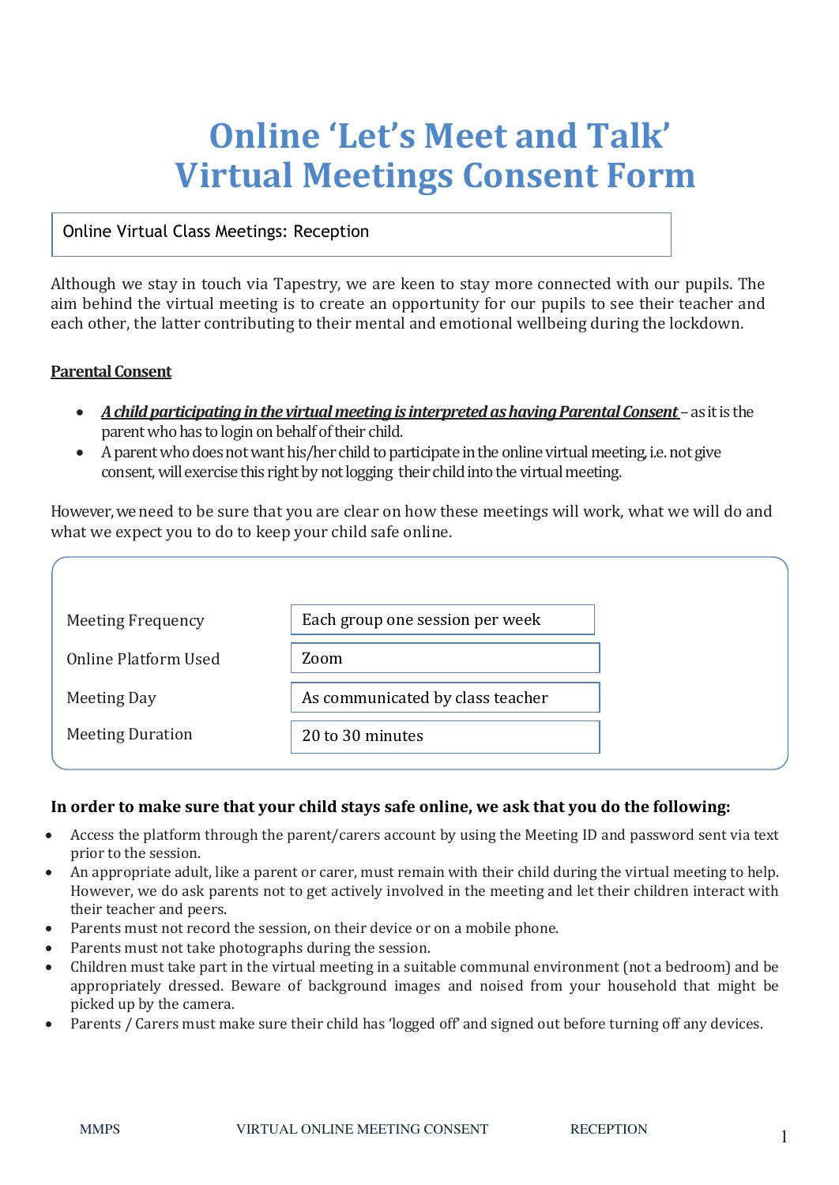# Online 'Let's Meet and Talk' Virtual Meetings Consent Form

Online Virtual Class Meetings: Reception

Although we stay in touch via Tapestry, we are keen to stay more connected with our pupils. The aim behind the virtual meeting is to create an opportunity for our pupils to see their teacher and each other, the latter contributing to their mental and emotional wellbeing during the lockdown.

**Parental Consent**

- ***A child participating in the virtual meeting is interpreted as having Parental Consent*** – as it is the parent who has to login on behalf of their child.
- A parent who does not want his/her child to participate in the online virtual meeting, i.e. not give consent, will exercise this right by not logging their child into the virtual meeting.

However, we need to be sure that you are clear on how these meetings will work, what we will do and what we expect you to do to keep your child safe online.

| | |
|---|---|
| Meeting Frequency | Each group one session per week |
| Online Platform Used | Zoom |
| Meeting Day | As communicated by class teacher |
| Meeting Duration | 20 to 30 minutes |

**In order to make sure that your child stays safe online, we ask that you do the following:**

- Access the platform through the parent/carers account by using the Meeting ID and password sent via text prior to the session.
- An appropriate adult, like a parent or carer, must remain with their child during the virtual meeting to help. However, we do ask parents not to get actively involved in the meeting and let their children interact with their teacher and peers.
- Parents must not record the session, on their device or on a mobile phone.
- Parents must not take photographs during the session.
- Children must take part in the virtual meeting in a suitable communal environment (not a bedroom) and be appropriately dressed. Beware of background images and noised from your household that might be picked up by the camera.
- Parents / Carers must make sure their child has 'logged off' and signed out before turning off any devices.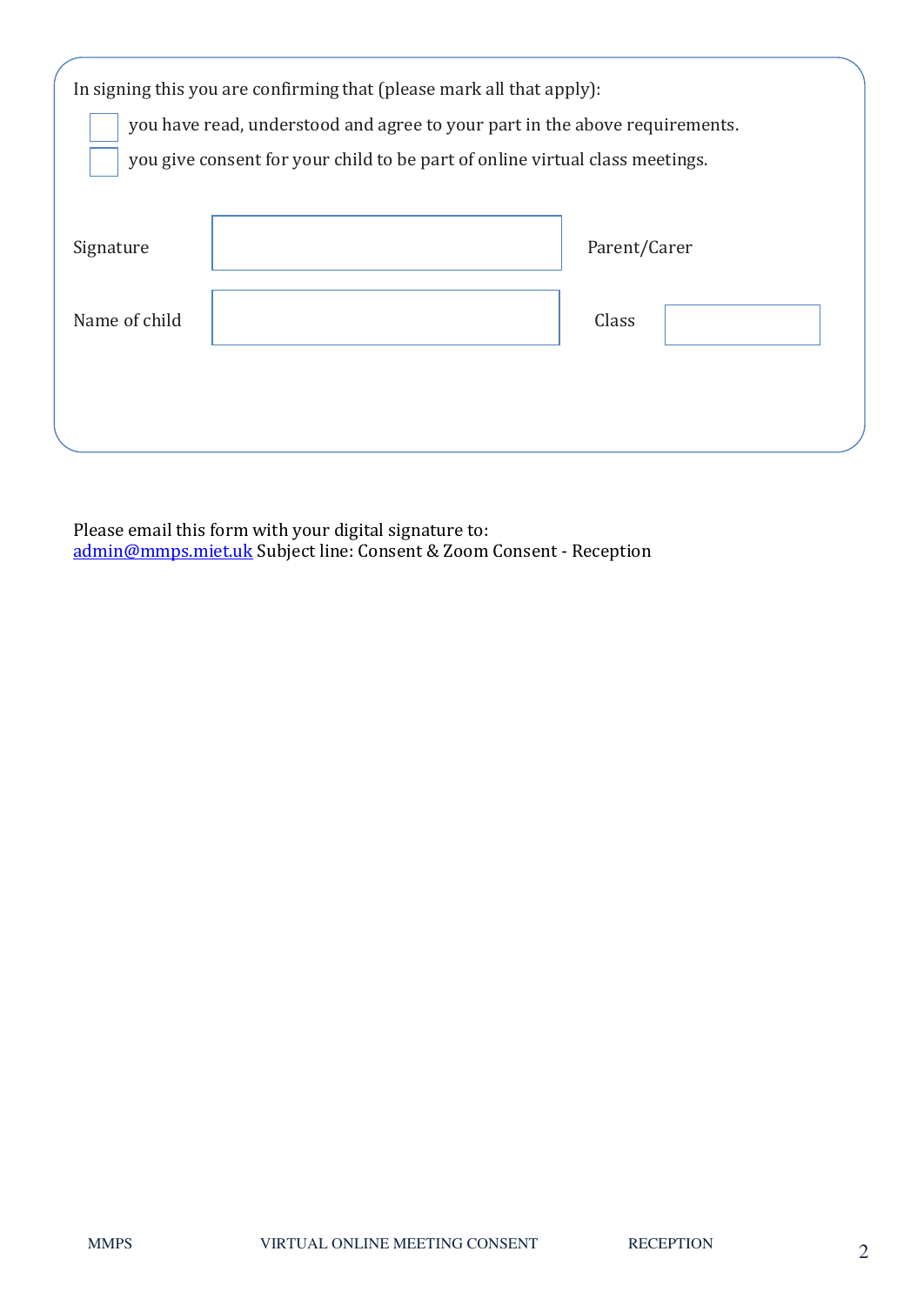In signing this you are confirming that (please mark all that apply):

- [ ] you have read, understood and agree to your part in the above requirements.
- [ ] you give consent for your child to be part of online virtual class meetings.

| | | | |
|---|---|---|---|
| Signature | | Parent/Carer | |
| Name of child | | Class | |

Please email this form with your digital signature to:
admin@mmps.miet.uk Subject line: Consent & Zoom Consent - Reception